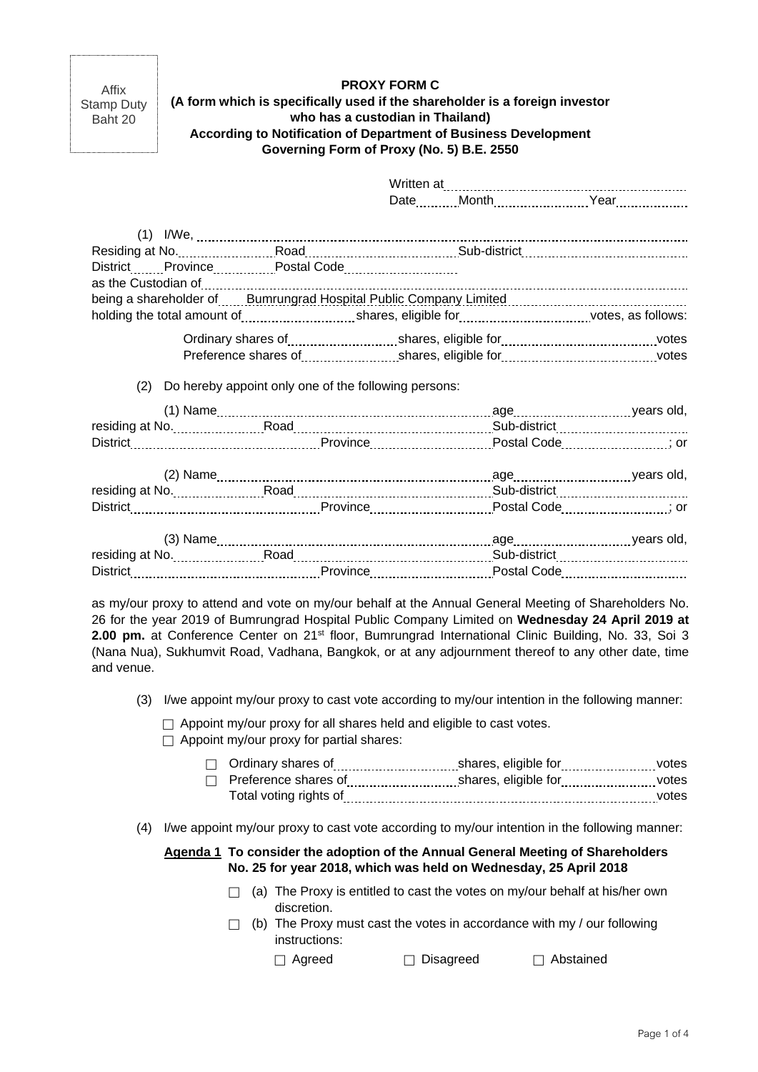Affix Stamp Duty Baht 20

**PROXY FORM C**
**(A form which is specifically used if the shareholder is a foreign investor who has a custodian in Thailand)**
**According to Notification of Department of Business Development Governing Form of Proxy (No. 5) B.E. 2550**

Written at ..........................................
Date ........ Month .................. Year ..............

(1) I/We, ..........................................................................................
Residing at No. .................. Road .......................... Sub-district ..........................
District ....... Province ............ Postal Code .....................
as the Custodian of ..........................................................................................
being a shareholder of Bumrungrad Hospital Public Company Limited
holding the total amount of .................... shares, eligible for .................... votes, as follows:

Ordinary shares of .................... shares, eligible for .................... votes
Preference shares of .................... shares, eligible for .................... votes

(2) Do hereby appoint only one of the following persons:

(1) Name .................................................. age .................... years old,
residing at No. ................ Road .............................. Sub-district ....................
District .............................. Province .................... Postal Code .................... ; or

(2) Name .................................................. age .................... years old,
residing at No. ................ Road .............................. Sub-district ....................
District .............................. Province .................... Postal Code .................... ; or

(3) Name .................................................. age .................... years old,
residing at No. ................ Road .............................. Sub-district ....................
District .............................. Province .................... Postal Code ....................

as my/our proxy to attend and vote on my/our behalf at the Annual General Meeting of Shareholders No. 26 for the year 2019 of Bumrungrad Hospital Public Company Limited on **Wednesday 24 April 2019 at 2.00 pm.** at Conference Center on 21st floor, Bumrungrad International Clinic Building, No. 33, Soi 3 (Nana Nua), Sukhumvit Road, Vadhana, Bangkok, or at any adjournment thereof to any other date, time and venue.

(3) I/we appoint my/our proxy to cast vote according to my/our intention in the following manner:

☐ Appoint my/our proxy for all shares held and eligible to cast votes.
☐ Appoint my/our proxy for partial shares:

☐ Ordinary shares of .................... shares, eligible for .................... votes
☐ Preference shares of .................... shares, eligible for .................... votes
Total voting rights of .................................................... votes

(4) I/we appoint my/our proxy to cast vote according to my/our intention in the following manner:

**<u>Agenda 1</u> To consider the adoption of the Annual General Meeting of Shareholders No. 25 for year 2018, which was held on Wednesday, 25 April 2018**

☐ (a) The Proxy is entitled to cast the votes on my/our behalf at his/her own discretion.
☐ (b) The Proxy must cast the votes in accordance with my / our following instructions:

☐ Agreed ☐ Disagreed ☐ Abstained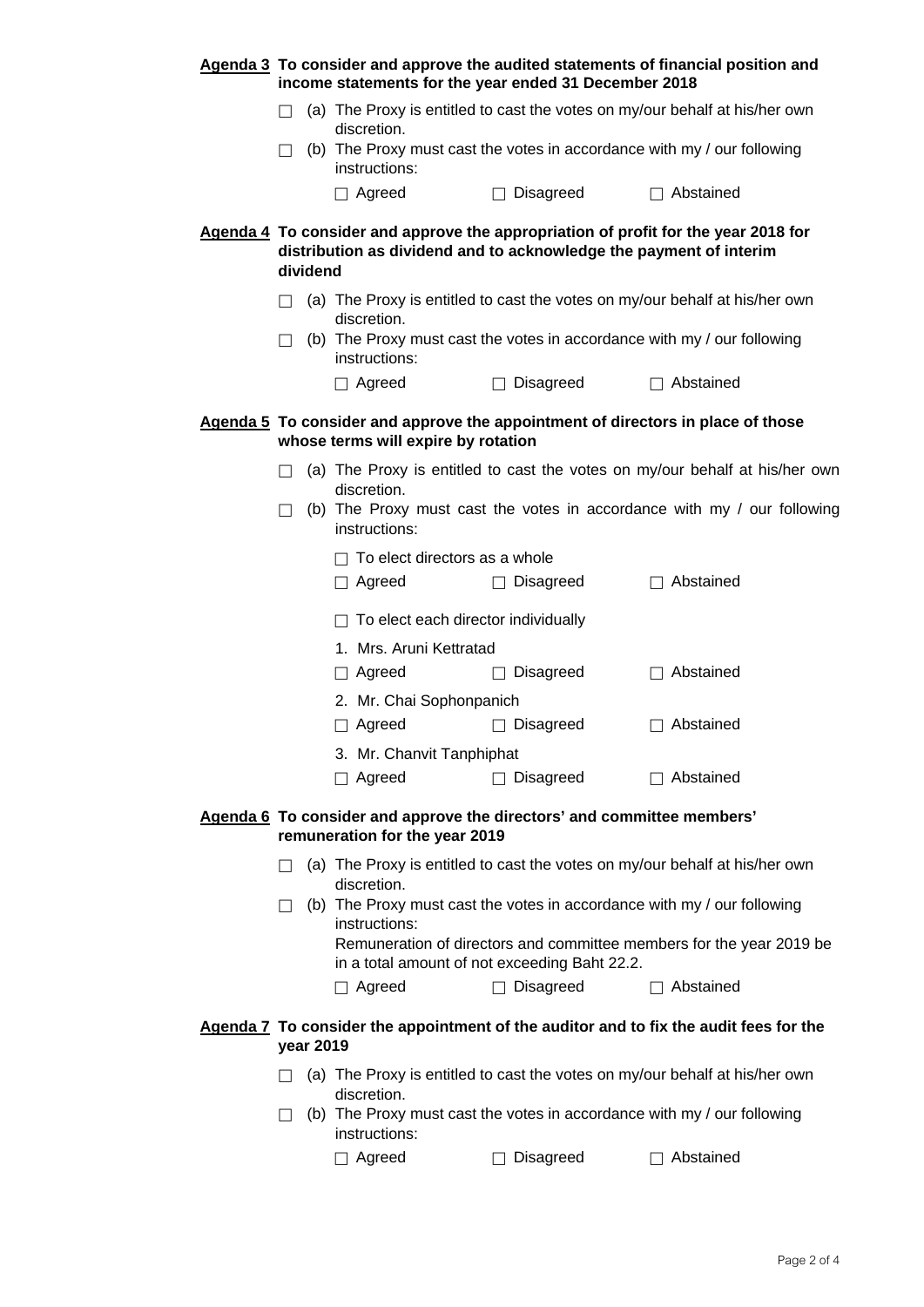**<u>Agenda 3</u> To consider and approve the audited statements of financial position and income statements for the year ended 31 December 2018**

☐ (a) The Proxy is entitled to cast the votes on my/our behalf at his/her own discretion.

☐ (b) The Proxy must cast the votes in accordance with my / our following instructions:

☐ Agreed ☐ Disagreed ☐ Abstained

**<u>Agenda 4</u> To consider and approve the appropriation of profit for the year 2018 for distribution as dividend and to acknowledge the payment of interim dividend**

☐ (a) The Proxy is entitled to cast the votes on my/our behalf at his/her own discretion.

☐ (b) The Proxy must cast the votes in accordance with my / our following instructions:

☐ Agreed ☐ Disagreed ☐ Abstained

**<u>Agenda 5</u> To consider and approve the appointment of directors in place of those whose terms will expire by rotation**

☐ (a) The Proxy is entitled to cast the votes on my/our behalf at his/her own discretion.

☐ (b) The Proxy must cast the votes in accordance with my / our following instructions:

☐ To elect directors as a whole

☐ Agreed ☐ Disagreed ☐ Abstained

☐ To elect each director individually

1. Mrs. Aruni Kettratad

☐ Agreed ☐ Disagreed ☐ Abstained

2. Mr. Chai Sophonpanich

☐ Agreed ☐ Disagreed ☐ Abstained

3. Mr. Chanvit Tanphiphat

☐ Agreed ☐ Disagreed ☐ Abstained

**<u>Agenda 6</u> To consider and approve the directors' and committee members' remuneration for the year 2019**

☐ (a) The Proxy is entitled to cast the votes on my/our behalf at his/her own discretion.

☐ (b) The Proxy must cast the votes in accordance with my / our following instructions:
Remuneration of directors and committee members for the year 2019 be in a total amount of not exceeding Baht 22.2.

☐ Agreed ☐ Disagreed ☐ Abstained

**<u>Agenda 7</u> To consider the appointment of the auditor and to fix the audit fees for the year 2019**

☐ (a) The Proxy is entitled to cast the votes on my/our behalf at his/her own discretion.

☐ (b) The Proxy must cast the votes in accordance with my / our following instructions:

☐ Agreed ☐ Disagreed ☐ Abstained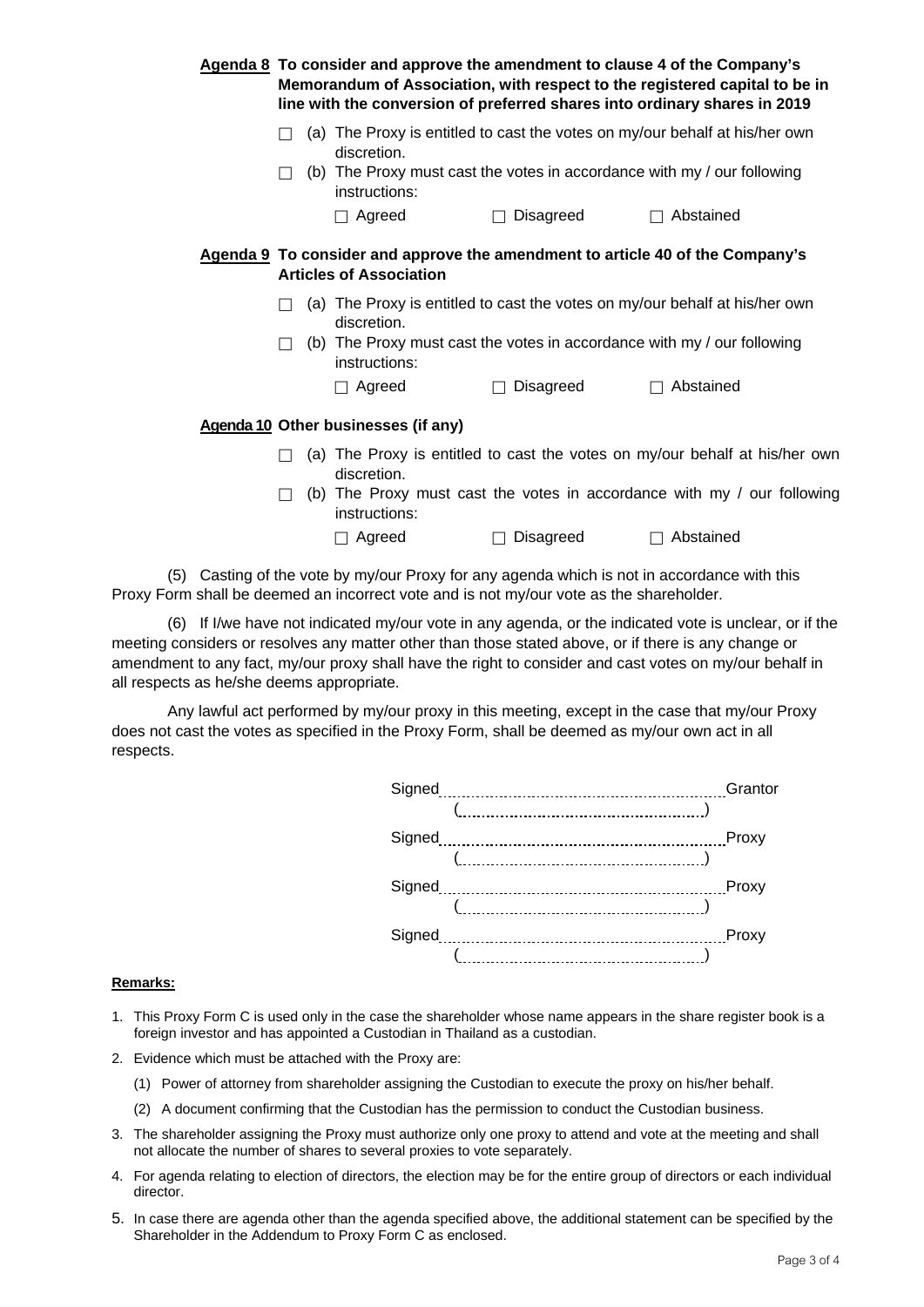**Agenda 8 To consider and approve the amendment to clause 4 of the Company's Memorandum of Association, with respect to the registered capital to be in line with the conversion of preferred shares into ordinary shares in 2019**

☐ (a) The Proxy is entitled to cast the votes on my/our behalf at his/her own discretion.

☐ (b) The Proxy must cast the votes in accordance with my / our following instructions:

☐ Agreed ☐ Disagreed ☐ Abstained

**Agenda 9 To consider and approve the amendment to article 40 of the Company's Articles of Association**

☐ (a) The Proxy is entitled to cast the votes on my/our behalf at his/her own discretion.

☐ (b) The Proxy must cast the votes in accordance with my / our following instructions:

☐ Agreed ☐ Disagreed ☐ Abstained

**Agenda 10 Other businesses (if any)**

☐ (a) The Proxy is entitled to cast the votes on my/our behalf at his/her own discretion.

☐ (b) The Proxy must cast the votes in accordance with my / our following instructions:

☐ Agreed ☐ Disagreed ☐ Abstained

(5) Casting of the vote by my/our Proxy for any agenda which is not in accordance with this Proxy Form shall be deemed an incorrect vote and is not my/our vote as the shareholder.

(6) If I/we have not indicated my/our vote in any agenda, or the indicated vote is unclear, or if the meeting considers or resolves any matter other than those stated above, or if there is any change or amendment to any fact, my/our proxy shall have the right to consider and cast votes on my/our behalf in all respects as he/she deems appropriate.

Any lawful act performed by my/our proxy in this meeting, except in the case that my/our Proxy does not cast the votes as specified in the Proxy Form, shall be deemed as my/our own act in all respects.

Signed.............................................................Grantor
(..........................................................)

Signed.............................................................Proxy
(..........................................................)

Signed.............................................................Proxy
(..........................................................)

Signed.............................................................Proxy
(..........................................................)

**Remarks:**

1. This Proxy Form C is used only in the case the shareholder whose name appears in the share register book is a foreign investor and has appointed a Custodian in Thailand as a custodian.
2. Evidence which must be attached with the Proxy are:
   (1) Power of attorney from shareholder assigning the Custodian to execute the proxy on his/her behalf.
   (2) A document confirming that the Custodian has the permission to conduct the Custodian business.
3. The shareholder assigning the Proxy must authorize only one proxy to attend and vote at the meeting and shall not allocate the number of shares to several proxies to vote separately.
4. For agenda relating to election of directors, the election may be for the entire group of directors or each individual director.
5. In case there are agenda other than the agenda specified above, the additional statement can be specified by the Shareholder in the Addendum to Proxy Form C as enclosed.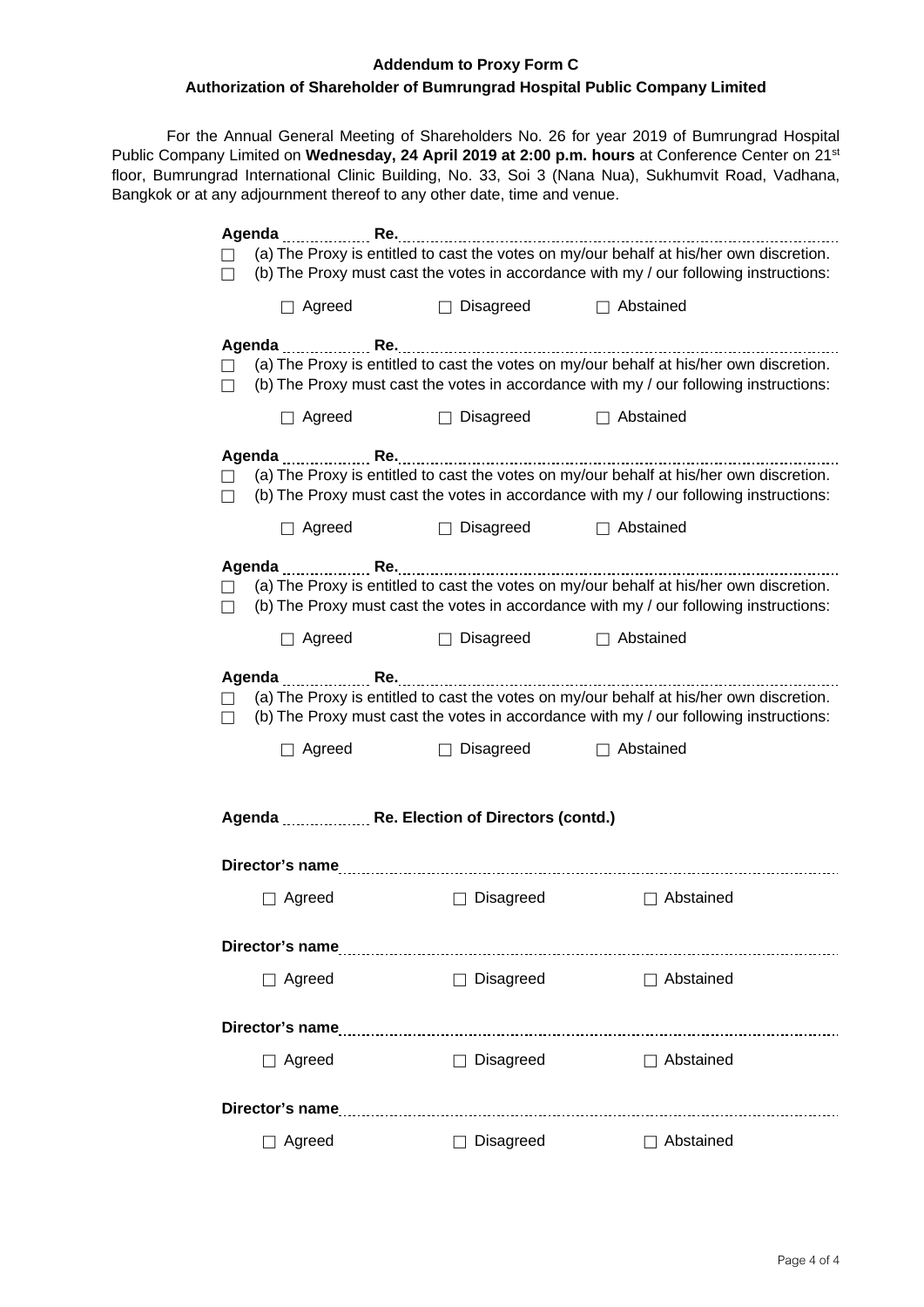**Addendum to Proxy Form C**

**Authorization of Shareholder of Bumrungrad Hospital Public Company Limited**

For the Annual General Meeting of Shareholders No. 26 for year 2019 of Bumrungrad Hospital Public Company Limited on **Wednesday, 24 April 2019 at 2:00 p.m. hours** at Conference Center on 21st floor, Bumrungrad International Clinic Building, No. 33, Soi 3 (Nana Nua), Sukhumvit Road, Vadhana, Bangkok or at any adjournment thereof to any other date, time and venue.

**Agenda .................. Re.** ..........................................................................................

☐ (a) The Proxy is entitled to cast the votes on my/our behalf at his/her own discretion.

☐ (b) The Proxy must cast the votes in accordance with my / our following instructions:

☐ Agreed ☐ Disagreed ☐ Abstained

**Agenda .................. Re.** ..........................................................................................

☐ (a) The Proxy is entitled to cast the votes on my/our behalf at his/her own discretion.

☐ (b) The Proxy must cast the votes in accordance with my / our following instructions:

☐ Agreed ☐ Disagreed ☐ Abstained

**Agenda .................. Re.** ..........................................................................................

☐ (a) The Proxy is entitled to cast the votes on my/our behalf at his/her own discretion.

☐ (b) The Proxy must cast the votes in accordance with my / our following instructions:

☐ Agreed ☐ Disagreed ☐ Abstained

**Agenda .................. Re.** ..........................................................................................

☐ (a) The Proxy is entitled to cast the votes on my/our behalf at his/her own discretion.

☐ (b) The Proxy must cast the votes in accordance with my / our following instructions:

☐ Agreed ☐ Disagreed ☐ Abstained

**Agenda .................. Re.** ..........................................................................................

☐ (a) The Proxy is entitled to cast the votes on my/our behalf at his/her own discretion.

☐ (b) The Proxy must cast the votes in accordance with my / our following instructions:

☐ Agreed ☐ Disagreed ☐ Abstained

**Agenda .................. Re. Election of Directors (contd.)**

**Director's name** ..........................................................................................

☐ Agreed ☐ Disagreed ☐ Abstained

**Director's name** ..........................................................................................

☐ Agreed ☐ Disagreed ☐ Abstained

**Director's name** ..........................................................................................

☐ Agreed ☐ Disagreed ☐ Abstained

**Director's name** ..........................................................................................

☐ Agreed ☐ Disagreed ☐ Abstained